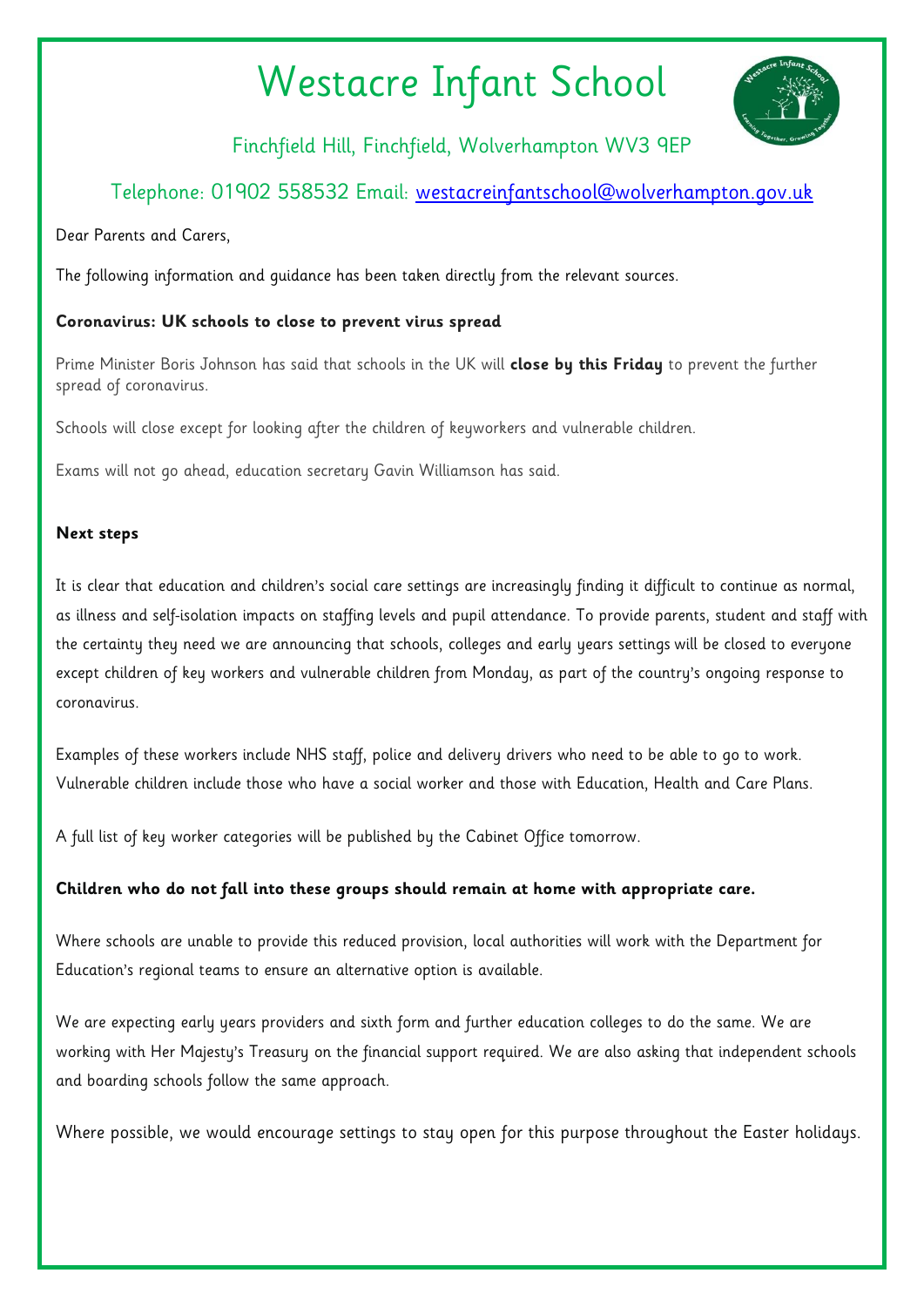# Westacre Infant School

Finchfield Hill, Finchfield, Wolverhampton WV3 9EP

Telephone: 01902 558532 Email: westacreinfantschool@wolverhampton.gov.uk

Dear Parents and Carers,

The following information and guidance has been taken directly from the relevant sources.

**Coronavirus: UK schools to close to prevent virus spread**

Prime Minister Boris Johnson has said that schools in the UK will **close by this Friday** to prevent the further spread of coronavirus.

Schools will close except for looking after the children of keyworkers and vulnerable children.

Exams will not go ahead, education secretary Gavin Williamson has said.

**Next steps**

It is clear that education and children's social care settings are increasingly finding it difficult to continue as normal, as illness and self-isolation impacts on staffing levels and pupil attendance. To provide parents, student and staff with the certainty they need we are announcing that schools, colleges and early years settings will be closed to everyone except children of key workers and vulnerable children from Monday, as part of the country's ongoing response to coronavirus.

Examples of these workers include NHS staff, police and delivery drivers who need to be able to go to work. Vulnerable children include those who have a social worker and those with Education, Health and Care Plans.

A full list of key worker categories will be published by the Cabinet Office tomorrow.

**Children who do not fall into these groups should remain at home with appropriate care.**

Where schools are unable to provide this reduced provision, local authorities will work with the Department for Education's regional teams to ensure an alternative option is available.

We are expecting early years providers and sixth form and further education colleges to do the same. We are working with Her Majesty's Treasury on the financial support required. We are also asking that independent schools and boarding schools follow the same approach.

Where possible, we would encourage settings to stay open for this purpose throughout the Easter holidays.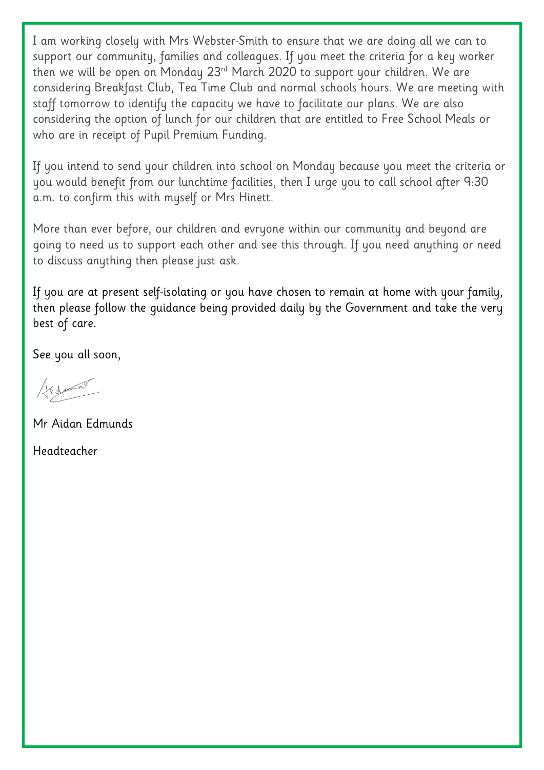I am working closely with Mrs Webster-Smith to ensure that we are doing all we can to support our community, families and colleagues. If you meet the criteria for a key worker then we will be open on Monday 23rd March 2020 to support your children. We are considering Breakfast Club, Tea Time Club and normal schools hours. We are meeting with staff tomorrow to identify the capacity we have to facilitate our plans. We are also considering the option of lunch for our children that are entitled to Free School Meals or who are in receipt of Pupil Premium Funding.

If you intend to send your children into school on Monday because you meet the criteria or you would benefit from our lunchtime facilities, then I urge you to call school after 9:30 a.m. to confirm this with myself or Mrs Hinett.

More than ever before, our children and evryone within our community and beyond are going to need us to support each other and see this through. If you need anything or need to discuss anything then please just ask.

If you are at present self-isolating or you have chosen to remain at home with your family, then please follow the guidance being provided daily by the Government and take the very best of care.

See you all soon,

Mr Aidan Edmunds

Headteacher